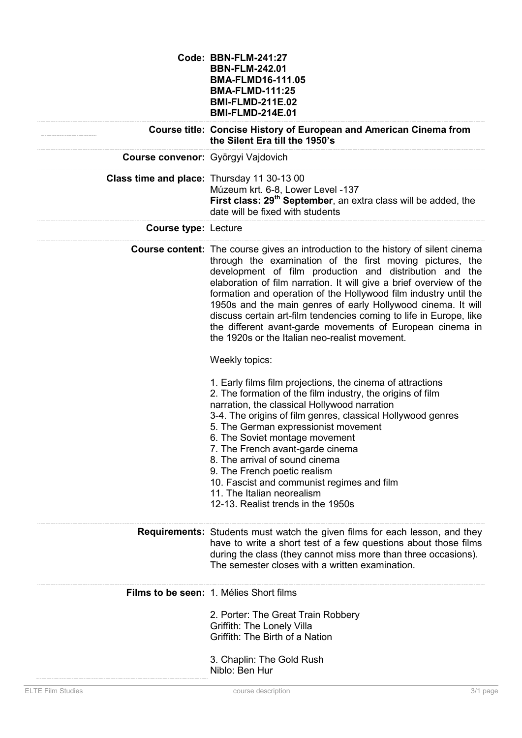**Code:** BBN-FLM-241:27
BBN-FLM-242.01
BMA-FLMD16-111.05
BMA-FLMD-111:25
BMI-FLMD-211E.02
BMI-FLMD-214E.01

**Course title:** **Concise History of European and American Cinema from the Silent Era till the 1950's**

**Course convenor:** Györgyi Vajdovich

**Class time and place:** Thursday 11 30-13 00
Múzeum krt. 6-8, Lower Level -137
**First class: 29th September**, an extra class will be added, the date will be fixed with students

**Course type:** Lecture

**Course content:** The course gives an introduction to the history of silent cinema through the examination of the first moving pictures, the development of film production and distribution and the elaboration of film narration. It will give a brief overview of the formation and operation of the Hollywood film industry until the 1950s and the main genres of early Hollywood cinema. It will discuss certain art-film tendencies coming to life in Europe, like the different avant-garde movements of European cinema in the 1920s or the Italian neo-realist movement.

Weekly topics:

1. Early films film projections, the cinema of attractions
2. The formation of the film industry, the origins of film narration, the classical Hollywood narration
3-4. The origins of film genres, classical Hollywood genres
5. The German expressionist movement
6. The Soviet montage movement
7. The French avant-garde cinema
8. The arrival of sound cinema
9. The French poetic realism
10. Fascist and communist regimes and film
11. The Italian neorealism
12-13. Realist trends in the 1950s

**Requirements:** Students must watch the given films for each lesson, and they have to write a short test of a few questions about those films during the class (they cannot miss more than three occasions). The semester closes with a written examination.

**Films to be seen:** 1. Mélies Short films

2. Porter: The Great Train Robbery
Griffith: The Lonely Villa
Griffith: The Birth of a Nation

3. Chaplin: The Gold Rush
Niblo: Ben Hur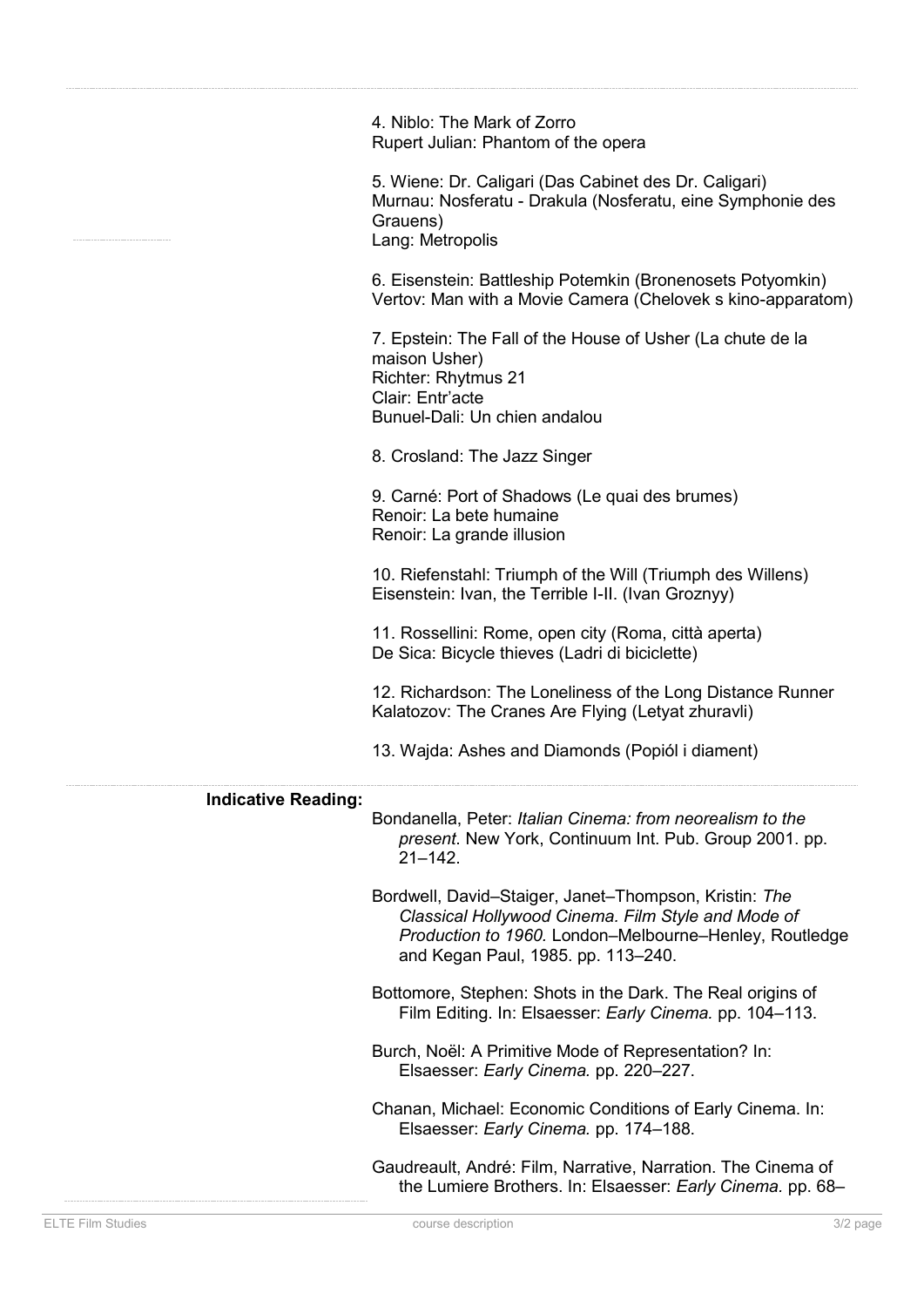4. Niblo: The Mark of Zorro
Rupert Julian: Phantom of the opera

5. Wiene: Dr. Caligari (Das Cabinet des Dr. Caligari)
Murnau: Nosferatu - Drakula (Nosferatu, eine Symphonie des Grauens)
Lang: Metropolis

6. Eisenstein: Battleship Potemkin (Bronenosets Potyomkin)
Vertov: Man with a Movie Camera (Chelovek s kino-apparatom)

7. Epstein: The Fall of the House of Usher (La chute de la maison Usher)
Richter: Rhytmus 21
Clair: Entr'acte
Bunuel-Dali: Un chien andalou

8. Crosland: The Jazz Singer

9. Carné: Port of Shadows (Le quai des brumes)
Renoir: La bete humaine
Renoir: La grande illusion

10. Riefenstahl: Triumph of the Will (Triumph des Willens)
Eisenstein: Ivan, the Terrible I-II. (Ivan Groznyy)

11. Rossellini: Rome, open city (Roma, città aperta)
De Sica: Bicycle thieves (Ladri di biciclette)

12. Richardson: The Loneliness of the Long Distance Runner
Kalatozov: The Cranes Are Flying (Letyat zhuravli)

13. Wajda: Ashes and Diamonds (Popiól i diament)

**Indicative Reading:**

Bondanella, Peter: *Italian Cinema: from neorealism to the present*. New York, Continuum Int. Pub. Group 2001. pp. 21–142.

Bordwell, David–Staiger, Janet–Thompson, Kristin: *The Classical Hollywood Cinema. Film Style and Mode of Production to 1960.* London–Melbourne–Henley, Routledge and Kegan Paul, 1985. pp. 113–240.

Bottomore, Stephen: Shots in the Dark. The Real origins of Film Editing. In: Elsaesser: *Early Cinema.* pp. 104–113.

Burch, Noël: A Primitive Mode of Representation? In: Elsaesser: *Early Cinema.* pp. 220–227.

Chanan, Michael: Economic Conditions of Early Cinema. In: Elsaesser: *Early Cinema.* pp. 174–188.

Gaudreault, André: Film, Narrative, Narration. The Cinema of the Lumiere Brothers. In: Elsaesser: *Early Cinema.* pp. 68–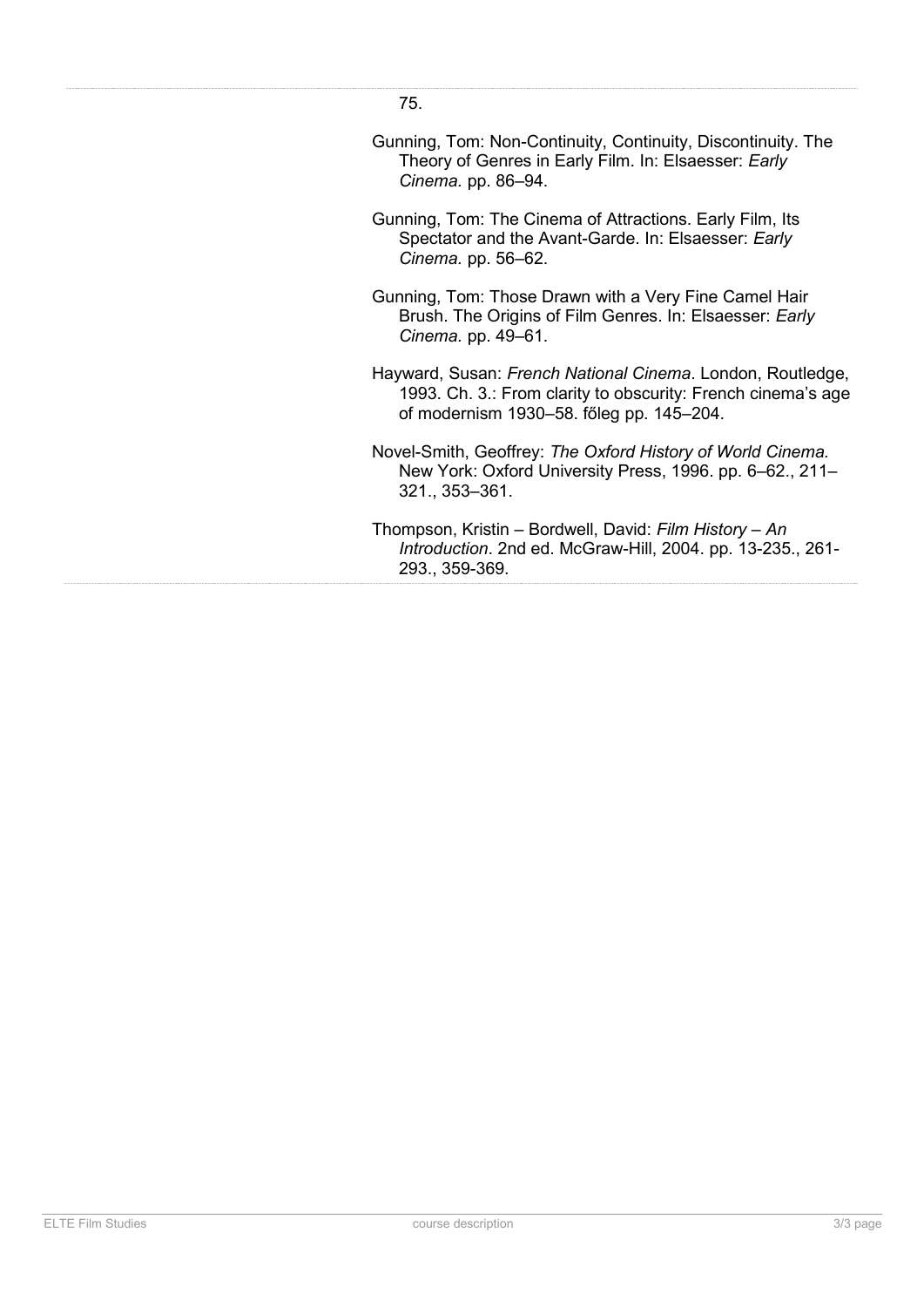75.

Gunning, Tom: Non-Continuity, Continuity, Discontinuity. The Theory of Genres in Early Film. In: Elsaesser: *Early Cinema.* pp. 86–94.

Gunning, Tom: The Cinema of Attractions. Early Film, Its Spectator and the Avant-Garde. In: Elsaesser: *Early Cinema.* pp. 56–62.

Gunning, Tom: Those Drawn with a Very Fine Camel Hair Brush. The Origins of Film Genres. In: Elsaesser: *Early Cinema.* pp. 49–61.

Hayward, Susan: *French National Cinema*. London, Routledge, 1993. Ch. 3.: From clarity to obscurity: French cinema's age of modernism 1930–58. főleg pp. 145–204.

Novel-Smith, Geoffrey: *The Oxford History of World Cinema.* New York: Oxford University Press, 1996. pp. 6–62., 211–321., 353–361.

Thompson, Kristin – Bordwell, David: *Film History – An Introduction*. 2nd ed. McGraw-Hill, 2004. pp. 13-235., 261-293., 359-369.